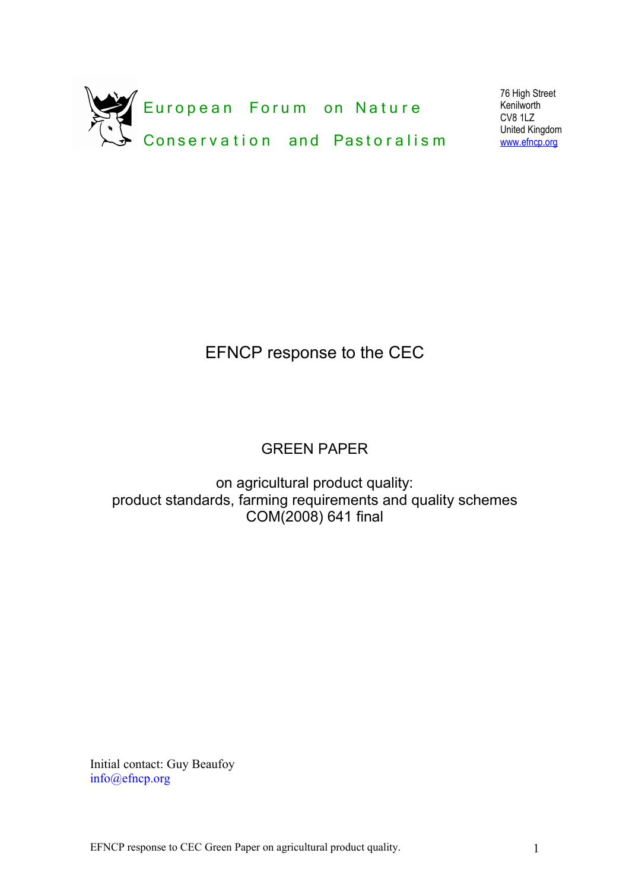European Forum on Nature Conservation and Pastoralism

76 High Street
Kenilworth
CV8 1LZ
United Kingdom
www.efncp.org

# EFNCP response to the CEC

## GREEN PAPER

## on agricultural product quality: product standards, farming requirements and quality schemes COM(2008) 641 final

Initial contact: Guy Beaufoy
info@efncp.org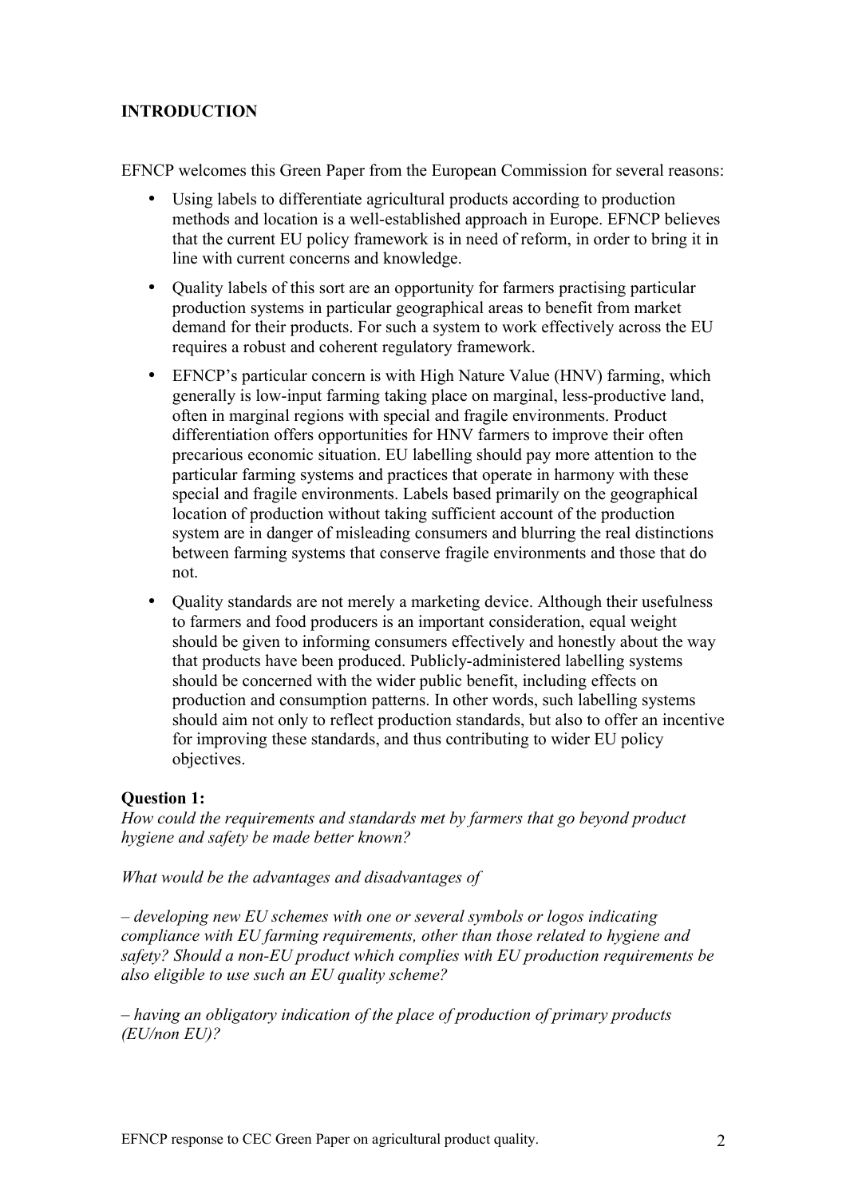## INTRODUCTION

EFNCP welcomes this Green Paper from the European Commission for several reasons:

- Using labels to differentiate agricultural products according to production methods and location is a well-established approach in Europe. EFNCP believes that the current EU policy framework is in need of reform, in order to bring it in line with current concerns and knowledge.
- Quality labels of this sort are an opportunity for farmers practising particular production systems in particular geographical areas to benefit from market demand for their products. For such a system to work effectively across the EU requires a robust and coherent regulatory framework.
- EFNCP's particular concern is with High Nature Value (HNV) farming, which generally is low-input farming taking place on marginal, less-productive land, often in marginal regions with special and fragile environments. Product differentiation offers opportunities for HNV farmers to improve their often precarious economic situation. EU labelling should pay more attention to the particular farming systems and practices that operate in harmony with these special and fragile environments. Labels based primarily on the geographical location of production without taking sufficient account of the production system are in danger of misleading consumers and blurring the real distinctions between farming systems that conserve fragile environments and those that do not.
- Quality standards are not merely a marketing device. Although their usefulness to farmers and food producers is an important consideration, equal weight should be given to informing consumers effectively and honestly about the way that products have been produced. Publicly-administered labelling systems should be concerned with the wider public benefit, including effects on production and consumption patterns. In other words, such labelling systems should aim not only to reflect production standards, but also to offer an incentive for improving these standards, and thus contributing to wider EU policy objectives.

**Question 1:**

*How could the requirements and standards met by farmers that go beyond product hygiene and safety be made better known?*

*What would be the advantages and disadvantages of*

*– developing new EU schemes with one or several symbols or logos indicating compliance with EU farming requirements, other than those related to hygiene and safety? Should a non-EU product which complies with EU production requirements be also eligible to use such an EU quality scheme?*

*– having an obligatory indication of the place of production of primary products (EU/non EU)?*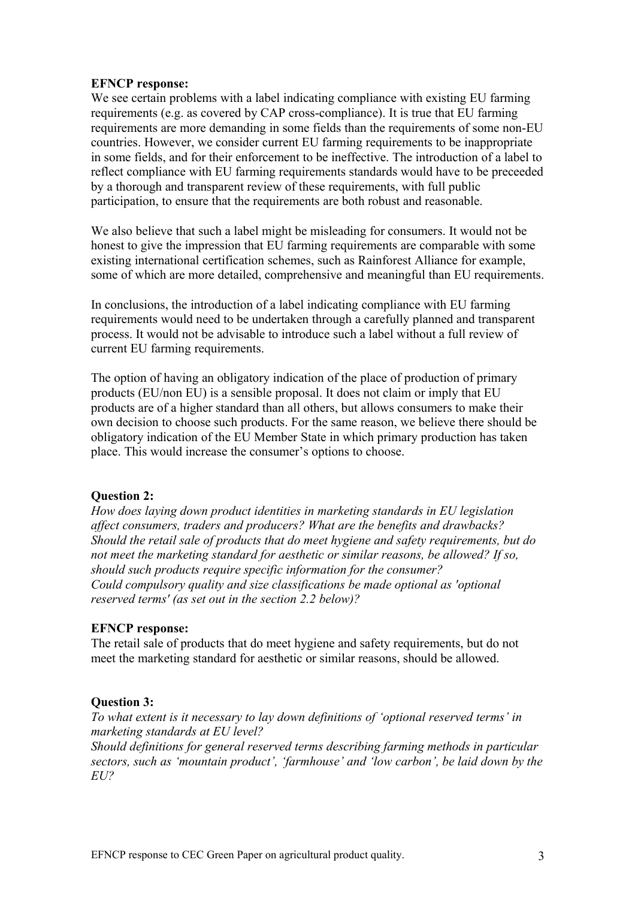**EFNCP response:**
We see certain problems with a label indicating compliance with existing EU farming requirements (e.g. as covered by CAP cross-compliance). It is true that EU farming requirements are more demanding in some fields than the requirements of some non-EU countries. However, we consider current EU farming requirements to be inappropriate in some fields, and for their enforcement to be ineffective. The introduction of a label to reflect compliance with EU farming requirements standards would have to be preceeded by a thorough and transparent review of these requirements, with full public participation, to ensure that the requirements are both robust and reasonable.

We also believe that such a label might be misleading for consumers. It would not be honest to give the impression that EU farming requirements are comparable with some existing international certification schemes, such as Rainforest Alliance for example, some of which are more detailed, comprehensive and meaningful than EU requirements.

In conclusions, the introduction of a label indicating compliance with EU farming requirements would need to be undertaken through a carefully planned and transparent process. It would not be advisable to introduce such a label without a full review of current EU farming requirements.

The option of having an obligatory indication of the place of production of primary products (EU/non EU) is a sensible proposal. It does not claim or imply that EU products are of a higher standard than all others, but allows consumers to make their own decision to choose such products. For the same reason, we believe there should be obligatory indication of the EU Member State in which primary production has taken place. This would increase the consumer's options to choose.

**Question 2:**
*How does laying down product identities in marketing standards in EU legislation affect consumers, traders and producers? What are the benefits and drawbacks? Should the retail sale of products that do meet hygiene and safety requirements, but do not meet the marketing standard for aesthetic or similar reasons, be allowed? If so, should such products require specific information for the consumer?*
*Could compulsory quality and size classifications be made optional as 'optional reserved terms' (as set out in the section 2.2 below)?*

**EFNCP response:**
The retail sale of products that do meet hygiene and safety requirements, but do not meet the marketing standard for aesthetic or similar reasons, should be allowed.

**Question 3:**
*To what extent is it necessary to lay down definitions of 'optional reserved terms' in marketing standards at EU level?*
*Should definitions for general reserved terms describing farming methods in particular sectors, such as 'mountain product', 'farmhouse' and 'low carbon', be laid down by the EU?*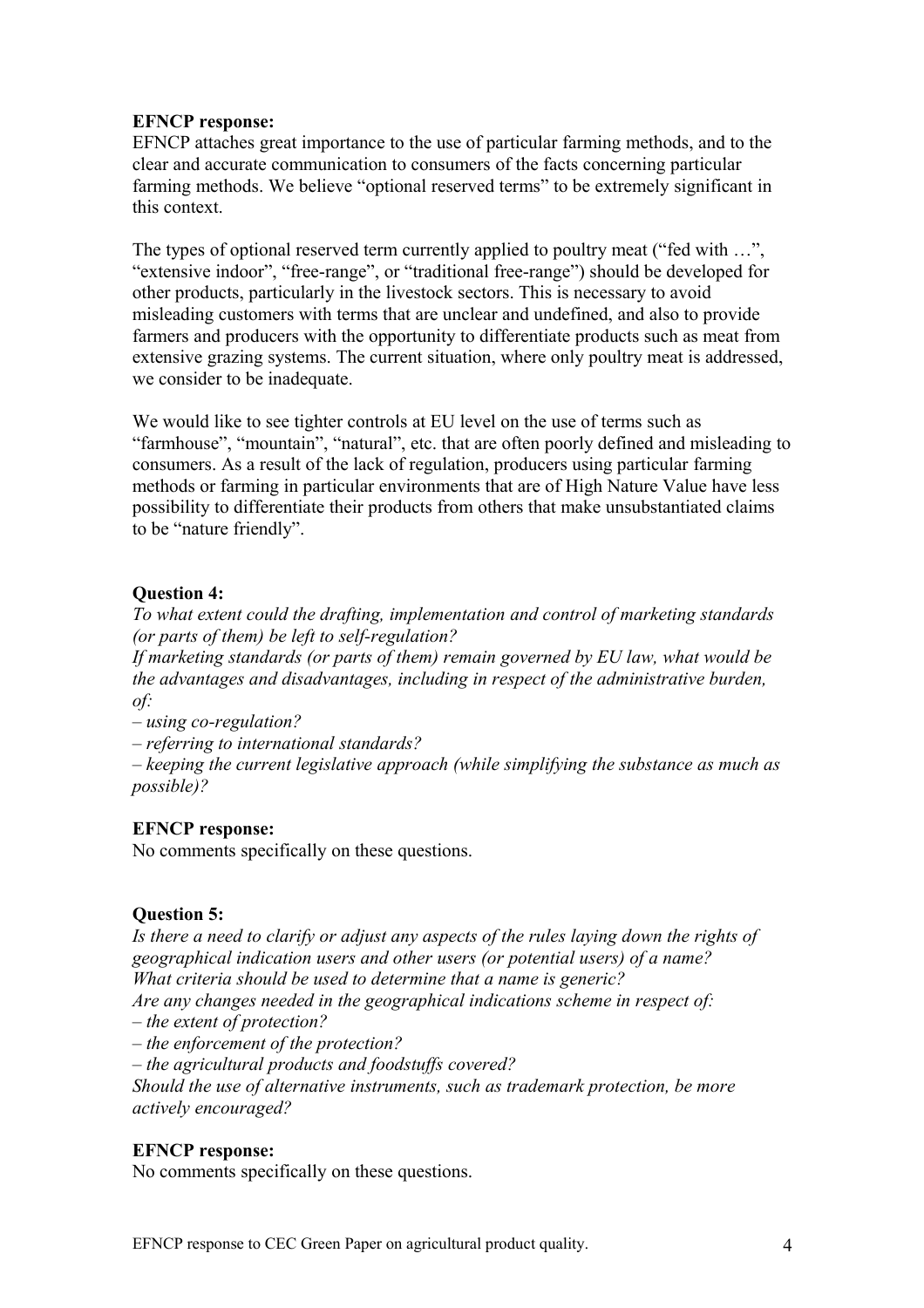**EFNCP response:**
EFNCP attaches great importance to the use of particular farming methods, and to the clear and accurate communication to consumers of the facts concerning particular farming methods. We believe "optional reserved terms" to be extremely significant in this context.

The types of optional reserved term currently applied to poultry meat ("fed with …", "extensive indoor", "free-range", or "traditional free-range") should be developed for other products, particularly in the livestock sectors. This is necessary to avoid misleading customers with terms that are unclear and undefined, and also to provide farmers and producers with the opportunity to differentiate products such as meat from extensive grazing systems. The current situation, where only poultry meat is addressed, we consider to be inadequate.

We would like to see tighter controls at EU level on the use of terms such as "farmhouse", "mountain", "natural", etc. that are often poorly defined and misleading to consumers. As a result of the lack of regulation, producers using particular farming methods or farming in particular environments that are of High Nature Value have less possibility to differentiate their products from others that make unsubstantiated claims to be "nature friendly".

**Question 4:**
*To what extent could the drafting, implementation and control of marketing standards (or parts of them) be left to self-regulation?*
*If marketing standards (or parts of them) remain governed by EU law, what would be the advantages and disadvantages, including in respect of the administrative burden, of:*
*– using co-regulation?*
*– referring to international standards?*
*– keeping the current legislative approach (while simplifying the substance as much as possible)?*

**EFNCP response:**
No comments specifically on these questions.

**Question 5:**
*Is there a need to clarify or adjust any aspects of the rules laying down the rights of geographical indication users and other users (or potential users) of a name?*
*What criteria should be used to determine that a name is generic?*
*Are any changes needed in the geographical indications scheme in respect of:*
*– the extent of protection?*
*– the enforcement of the protection?*
*– the agricultural products and foodstuffs covered?*
*Should the use of alternative instruments, such as trademark protection, be more actively encouraged?*

**EFNCP response:**
No comments specifically on these questions.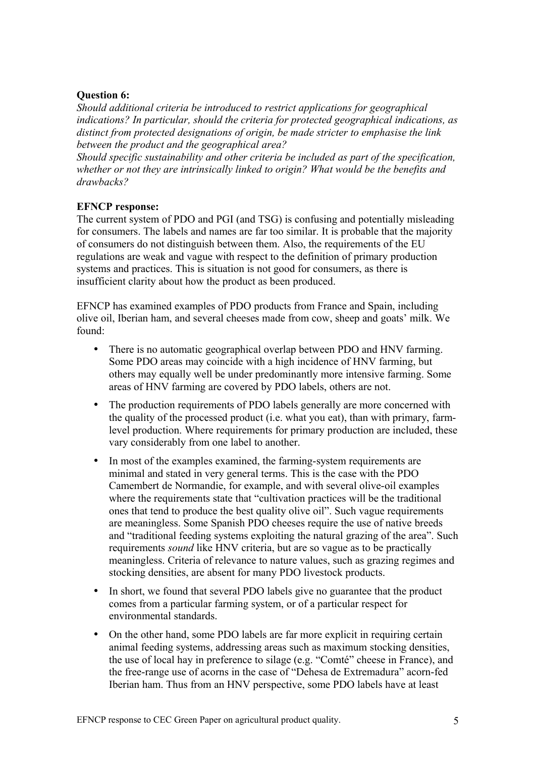**Question 6:**

*Should additional criteria be introduced to restrict applications for geographical indications? In particular, should the criteria for protected geographical indications, as distinct from protected designations of origin, be made stricter to emphasise the link between the product and the geographical area?*

*Should specific sustainability and other criteria be included as part of the specification, whether or not they are intrinsically linked to origin? What would be the benefits and drawbacks?*

**EFNCP response:**

The current system of PDO and PGI (and TSG) is confusing and potentially misleading for consumers. The labels and names are far too similar. It is probable that the majority of consumers do not distinguish between them. Also, the requirements of the EU regulations are weak and vague with respect to the definition of primary production systems and practices. This is situation is not good for consumers, as there is insufficient clarity about how the product as been produced.

EFNCP has examined examples of PDO products from France and Spain, including olive oil, Iberian ham, and several cheeses made from cow, sheep and goats' milk. We found:

- There is no automatic geographical overlap between PDO and HNV farming. Some PDO areas may coincide with a high incidence of HNV farming, but others may equally well be under predominantly more intensive farming. Some areas of HNV farming are covered by PDO labels, others are not.
- The production requirements of PDO labels generally are more concerned with the quality of the processed product (i.e. what you eat), than with primary, farm-level production. Where requirements for primary production are included, these vary considerably from one label to another.
- In most of the examples examined, the farming-system requirements are minimal and stated in very general terms. This is the case with the PDO Camembert de Normandie, for example, and with several olive-oil examples where the requirements state that "cultivation practices will be the traditional ones that tend to produce the best quality olive oil". Such vague requirements are meaningless. Some Spanish PDO cheeses require the use of native breeds and "traditional feeding systems exploiting the natural grazing of the area". Such requirements *sound* like HNV criteria, but are so vague as to be practically meaningless. Criteria of relevance to nature values, such as grazing regimes and stocking densities, are absent for many PDO livestock products.
- In short, we found that several PDO labels give no guarantee that the product comes from a particular farming system, or of a particular respect for environmental standards.
- On the other hand, some PDO labels are far more explicit in requiring certain animal feeding systems, addressing areas such as maximum stocking densities, the use of local hay in preference to silage (e.g. "Comté" cheese in France), and the free-range use of acorns in the case of "Dehesa de Extremadura" acorn-fed Iberian ham. Thus from an HNV perspective, some PDO labels have at least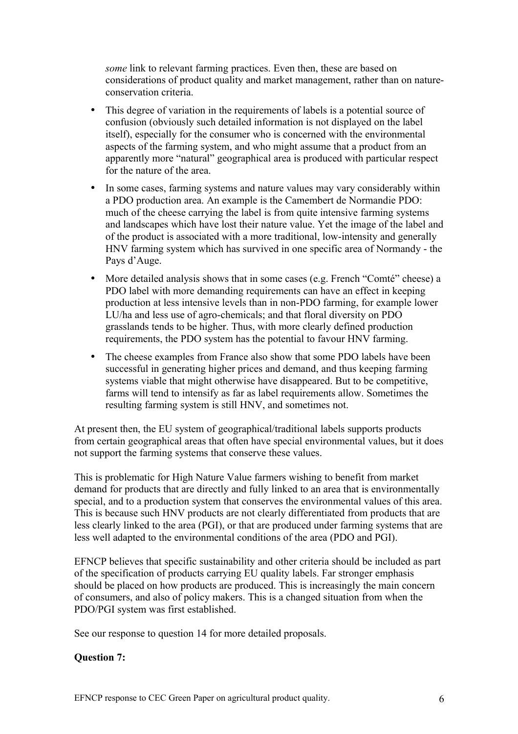*some* link to relevant farming practices. Even then, these are based on considerations of product quality and market management, rather than on nature-conservation criteria.

- This degree of variation in the requirements of labels is a potential source of confusion (obviously such detailed information is not displayed on the label itself), especially for the consumer who is concerned with the environmental aspects of the farming system, and who might assume that a product from an apparently more "natural" geographical area is produced with particular respect for the nature of the area.
- In some cases, farming systems and nature values may vary considerably within a PDO production area. An example is the Camembert de Normandie PDO: much of the cheese carrying the label is from quite intensive farming systems and landscapes which have lost their nature value. Yet the image of the label and of the product is associated with a more traditional, low-intensity and generally HNV farming system which has survived in one specific area of Normandy - the Pays d'Auge.
- More detailed analysis shows that in some cases (e.g. French "Comté" cheese) a PDO label with more demanding requirements can have an effect in keeping production at less intensive levels than in non-PDO farming, for example lower LU/ha and less use of agro-chemicals; and that floral diversity on PDO grasslands tends to be higher. Thus, with more clearly defined production requirements, the PDO system has the potential to favour HNV farming.
- The cheese examples from France also show that some PDO labels have been successful in generating higher prices and demand, and thus keeping farming systems viable that might otherwise have disappeared. But to be competitive, farms will tend to intensify as far as label requirements allow. Sometimes the resulting farming system is still HNV, and sometimes not.

At present then, the EU system of geographical/traditional labels supports products from certain geographical areas that often have special environmental values, but it does not support the farming systems that conserve these values.

This is problematic for High Nature Value farmers wishing to benefit from market demand for products that are directly and fully linked to an area that is environmentally special, and to a production system that conserves the environmental values of this area. This is because such HNV products are not clearly differentiated from products that are less clearly linked to the area (PGI), or that are produced under farming systems that are less well adapted to the environmental conditions of the area (PDO and PGI).

EFNCP believes that specific sustainability and other criteria should be included as part of the specification of products carrying EU quality labels. Far stronger emphasis should be placed on how products are produced. This is increasingly the main concern of consumers, and also of policy makers. This is a changed situation from when the PDO/PGI system was first established.

See our response to question 14 for more detailed proposals.

**Question 7:**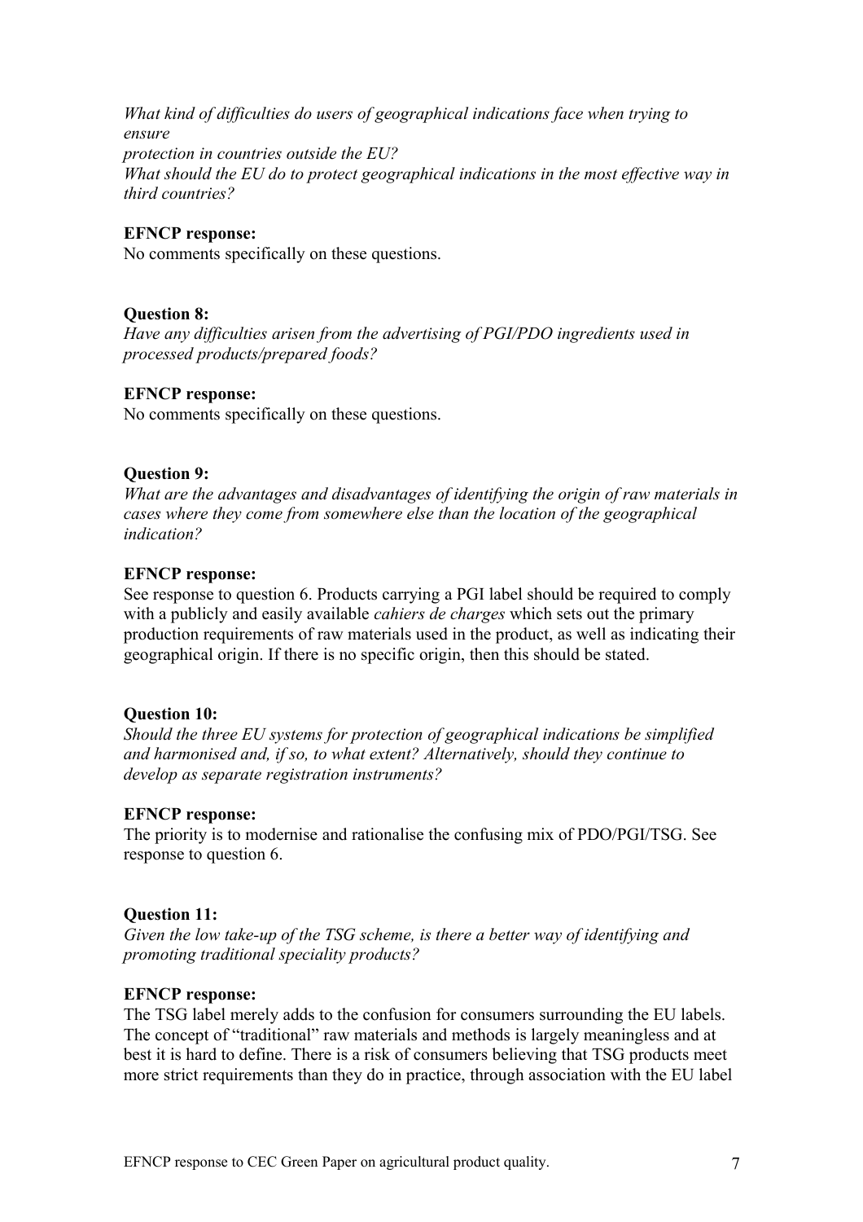*What kind of difficulties do users of geographical indications face when trying to ensure protection in countries outside the EU?*
*What should the EU do to protect geographical indications in the most effective way in third countries?*

**EFNCP response:**
No comments specifically on these questions.

**Question 8:**
*Have any difficulties arisen from the advertising of PGI/PDO ingredients used in processed products/prepared foods?*

**EFNCP response:**
No comments specifically on these questions.

**Question 9:**
*What are the advantages and disadvantages of identifying the origin of raw materials in cases where they come from somewhere else than the location of the geographical indication?*

**EFNCP response:**
See response to question 6. Products carrying a PGI label should be required to comply with a publicly and easily available *cahiers de charges* which sets out the primary production requirements of raw materials used in the product, as well as indicating their geographical origin. If there is no specific origin, then this should be stated.

**Question 10:**
*Should the three EU systems for protection of geographical indications be simplified and harmonised and, if so, to what extent? Alternatively, should they continue to develop as separate registration instruments?*

**EFNCP response:**
The priority is to modernise and rationalise the confusing mix of PDO/PGI/TSG. See response to question 6.

**Question 11:**
*Given the low take-up of the TSG scheme, is there a better way of identifying and promoting traditional speciality products?*

**EFNCP response:**
The TSG label merely adds to the confusion for consumers surrounding the EU labels. The concept of "traditional" raw materials and methods is largely meaningless and at best it is hard to define. There is a risk of consumers believing that TSG products meet more strict requirements than they do in practice, through association with the EU label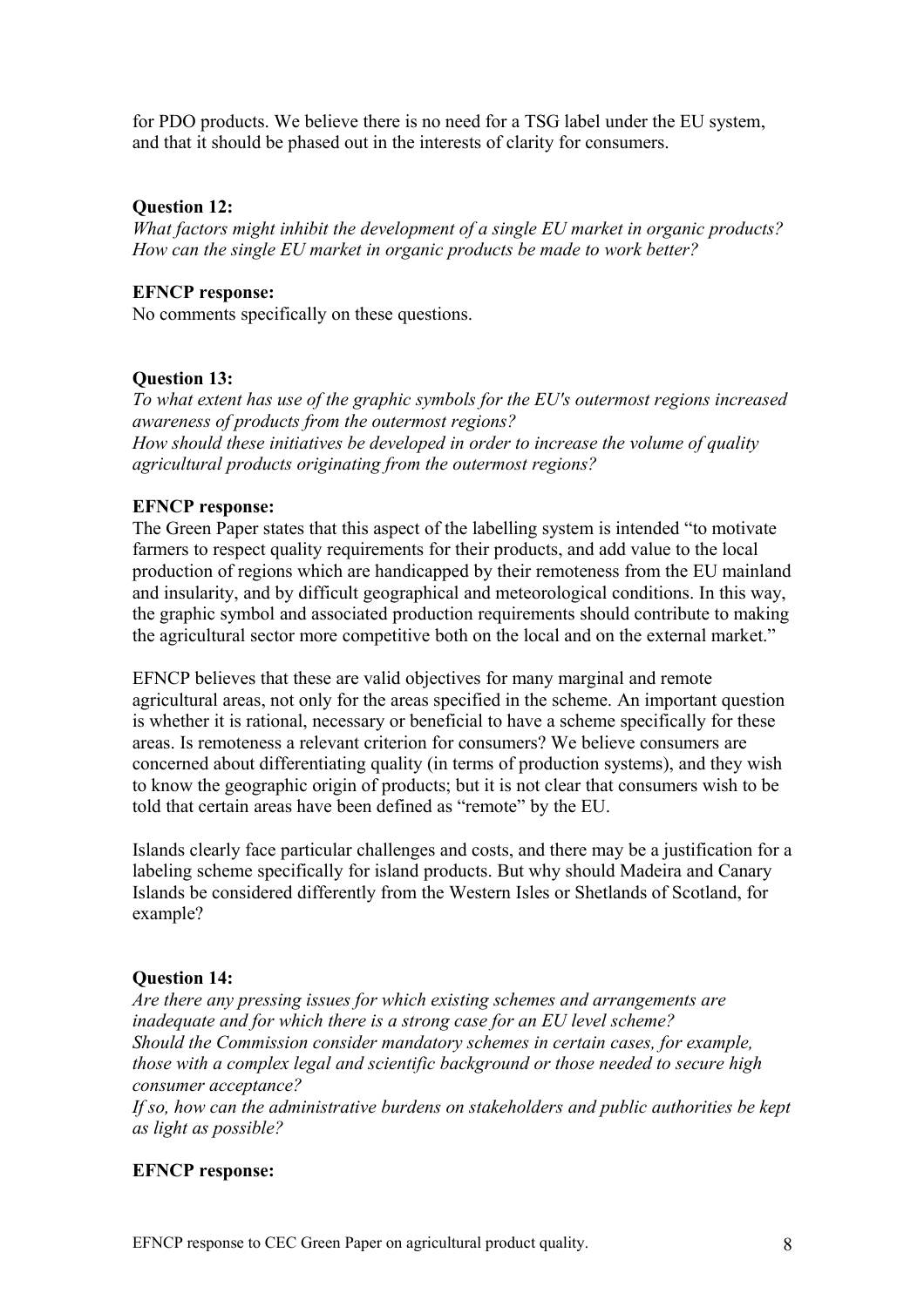for PDO products. We believe there is no need for a TSG label under the EU system, and that it should be phased out in the interests of clarity for consumers.

**Question 12:**
*What factors might inhibit the development of a single EU market in organic products? How can the single EU market in organic products be made to work better?*

**EFNCP response:**
No comments specifically on these questions.

**Question 13:**
*To what extent has use of the graphic symbols for the EU's outermost regions increased awareness of products from the outermost regions?*
*How should these initiatives be developed in order to increase the volume of quality agricultural products originating from the outermost regions?*

**EFNCP response:**
The Green Paper states that this aspect of the labelling system is intended "to motivate farmers to respect quality requirements for their products, and add value to the local production of regions which are handicapped by their remoteness from the EU mainland and insularity, and by difficult geographical and meteorological conditions. In this way, the graphic symbol and associated production requirements should contribute to making the agricultural sector more competitive both on the local and on the external market."

EFNCP believes that these are valid objectives for many marginal and remote agricultural areas, not only for the areas specified in the scheme. An important question is whether it is rational, necessary or beneficial to have a scheme specifically for these areas. Is remoteness a relevant criterion for consumers? We believe consumers are concerned about differentiating quality (in terms of production systems), and they wish to know the geographic origin of products; but it is not clear that consumers wish to be told that certain areas have been defined as "remote" by the EU.

Islands clearly face particular challenges and costs, and there may be a justification for a labeling scheme specifically for island products. But why should Madeira and Canary Islands be considered differently from the Western Isles or Shetlands of Scotland, for example?

**Question 14:**
*Are there any pressing issues for which existing schemes and arrangements are inadequate and for which there is a strong case for an EU level scheme?*
*Should the Commission consider mandatory schemes in certain cases, for example, those with a complex legal and scientific background or those needed to secure high consumer acceptance?*
*If so, how can the administrative burdens on stakeholders and public authorities be kept as light as possible?*

**EFNCP response:**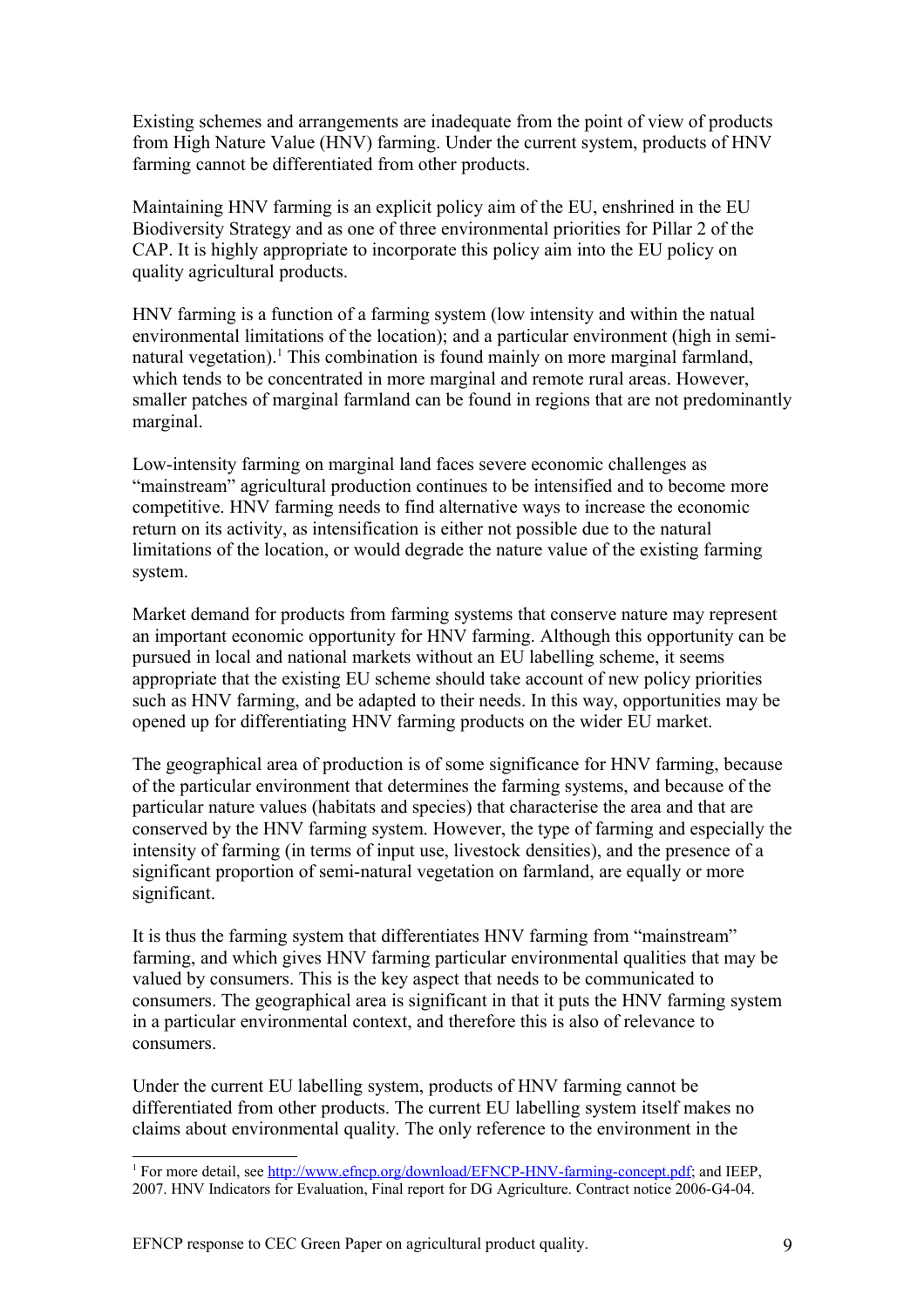Existing schemes and arrangements are inadequate from the point of view of products from High Nature Value (HNV) farming. Under the current system, products of HNV farming cannot be differentiated from other products.

Maintaining HNV farming is an explicit policy aim of the EU, enshrined in the EU Biodiversity Strategy and as one of three environmental priorities for Pillar 2 of the CAP. It is highly appropriate to incorporate this policy aim into the EU policy on quality agricultural products.

HNV farming is a function of a farming system (low intensity and within the natual environmental limitations of the location); and a particular environment (high in semi-natural vegetation).[1] This combination is found mainly on more marginal farmland, which tends to be concentrated in more marginal and remote rural areas. However, smaller patches of marginal farmland can be found in regions that are not predominantly marginal.

Low-intensity farming on marginal land faces severe economic challenges as "mainstream" agricultural production continues to be intensified and to become more competitive. HNV farming needs to find alternative ways to increase the economic return on its activity, as intensification is either not possible due to the natural limitations of the location, or would degrade the nature value of the existing farming system.

Market demand for products from farming systems that conserve nature may represent an important economic opportunity for HNV farming. Although this opportunity can be pursued in local and national markets without an EU labelling scheme, it seems appropriate that the existing EU scheme should take account of new policy priorities such as HNV farming, and be adapted to their needs. In this way, opportunities may be opened up for differentiating HNV farming products on the wider EU market.

The geographical area of production is of some significance for HNV farming, because of the particular environment that determines the farming systems, and because of the particular nature values (habitats and species) that characterise the area and that are conserved by the HNV farming system. However, the type of farming and especially the intensity of farming (in terms of input use, livestock densities), and the presence of a significant proportion of semi-natural vegetation on farmland, are equally or more significant.

It is thus the farming system that differentiates HNV farming from "mainstream" farming, and which gives HNV farming particular environmental qualities that may be valued by consumers. This is the key aspect that needs to be communicated to consumers. The geographical area is significant in that it puts the HNV farming system in a particular environmental context, and therefore this is also of relevance to consumers.

Under the current EU labelling system, products of HNV farming cannot be differentiated from other products. The current EU labelling system itself makes no claims about environmental quality. The only reference to the environment in the

[1] For more detail, see http://www.efncp.org/download/EFNCP-HNV-farming-concept.pdf; and IEEP, 2007. HNV Indicators for Evaluation, Final report for DG Agriculture. Contract notice 2006-G4-04.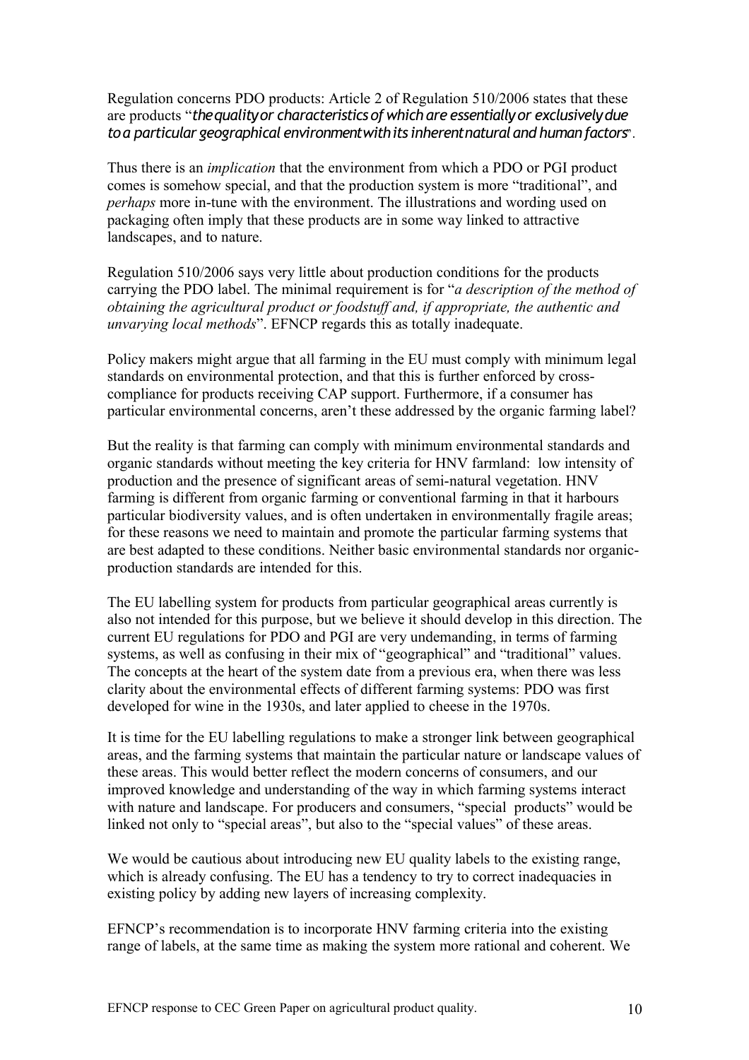Regulation concerns PDO products: Article 2 of Regulation 510/2006 states that these are products "*the quality or characteristics of which are essentially or exclusively due to a particular geographical environment with its inherent natural and human factors*".

Thus there is an *implication* that the environment from which a PDO or PGI product comes is somehow special, and that the production system is more "traditional", and *perhaps* more in-tune with the environment. The illustrations and wording used on packaging often imply that these products are in some way linked to attractive landscapes, and to nature.

Regulation 510/2006 says very little about production conditions for the products carrying the PDO label. The minimal requirement is for "*a description of the method of obtaining the agricultural product or foodstuff and, if appropriate, the authentic and unvarying local methods*". EFNCP regards this as totally inadequate.

Policy makers might argue that all farming in the EU must comply with minimum legal standards on environmental protection, and that this is further enforced by cross-compliance for products receiving CAP support. Furthermore, if a consumer has particular environmental concerns, aren't these addressed by the organic farming label?

But the reality is that farming can comply with minimum environmental standards and organic standards without meeting the key criteria for HNV farmland: low intensity of production and the presence of significant areas of semi-natural vegetation. HNV farming is different from organic farming or conventional farming in that it harbours particular biodiversity values, and is often undertaken in environmentally fragile areas; for these reasons we need to maintain and promote the particular farming systems that are best adapted to these conditions. Neither basic environmental standards nor organic-production standards are intended for this.

The EU labelling system for products from particular geographical areas currently is also not intended for this purpose, but we believe it should develop in this direction. The current EU regulations for PDO and PGI are very undemanding, in terms of farming systems, as well as confusing in their mix of "geographical" and "traditional" values. The concepts at the heart of the system date from a previous era, when there was less clarity about the environmental effects of different farming systems: PDO was first developed for wine in the 1930s, and later applied to cheese in the 1970s.

It is time for the EU labelling regulations to make a stronger link between geographical areas, and the farming systems that maintain the particular nature or landscape values of these areas. This would better reflect the modern concerns of consumers, and our improved knowledge and understanding of the way in which farming systems interact with nature and landscape. For producers and consumers, "special products" would be linked not only to "special areas", but also to the "special values" of these areas.

We would be cautious about introducing new EU quality labels to the existing range, which is already confusing. The EU has a tendency to try to correct inadequacies in existing policy by adding new layers of increasing complexity.

EFNCP's recommendation is to incorporate HNV farming criteria into the existing range of labels, at the same time as making the system more rational and coherent. We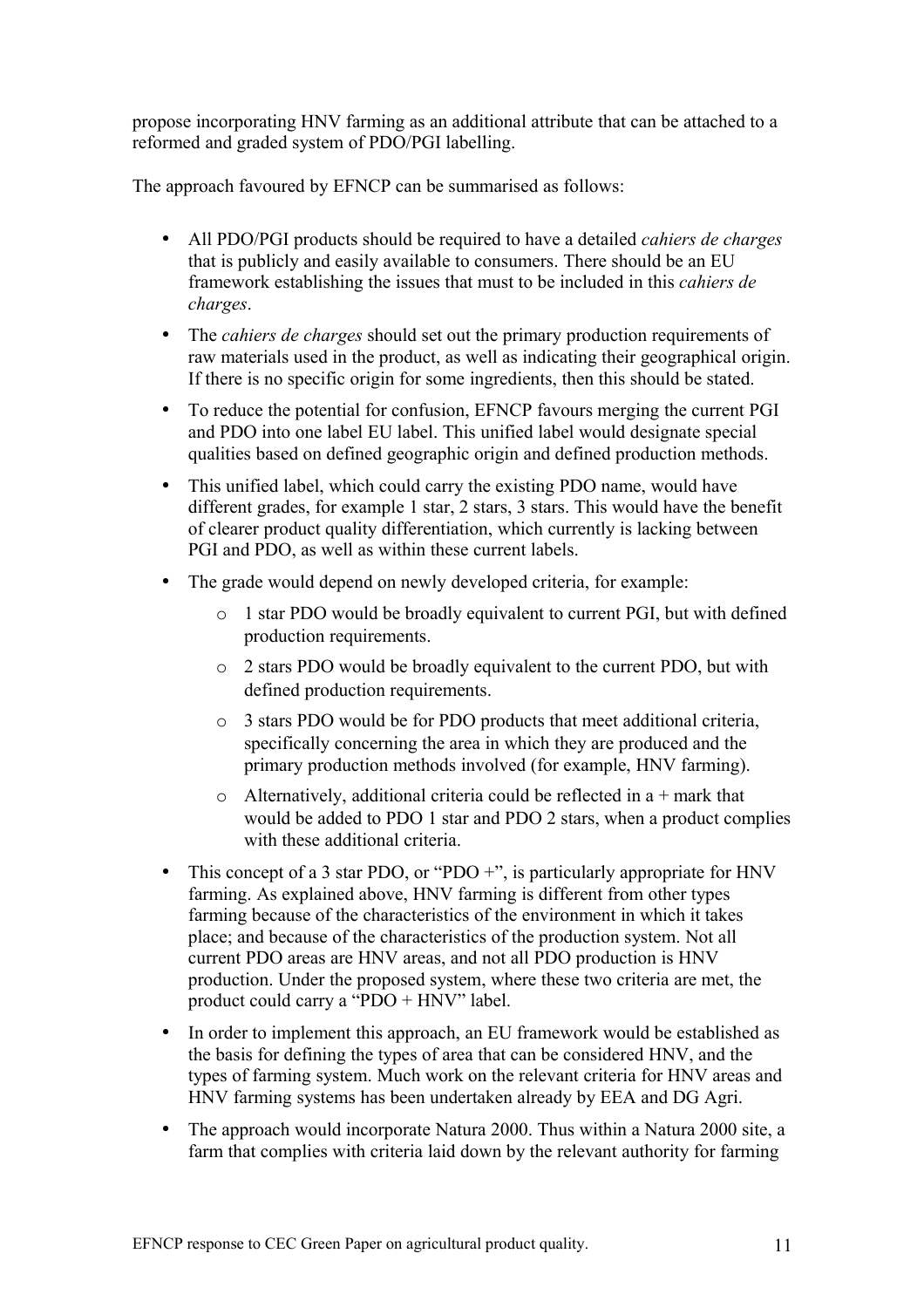propose incorporating HNV farming as an additional attribute that can be attached to a reformed and graded system of PDO/PGI labelling.

The approach favoured by EFNCP can be summarised as follows:

- All PDO/PGI products should be required to have a detailed *cahiers de charges* that is publicly and easily available to consumers. There should be an EU framework establishing the issues that must to be included in this *cahiers de charges*.
- The *cahiers de charges* should set out the primary production requirements of raw materials used in the product, as well as indicating their geographical origin. If there is no specific origin for some ingredients, then this should be stated.
- To reduce the potential for confusion, EFNCP favours merging the current PGI and PDO into one label EU label. This unified label would designate special qualities based on defined geographic origin and defined production methods.
- This unified label, which could carry the existing PDO name, would have different grades, for example 1 star, 2 stars, 3 stars. This would have the benefit of clearer product quality differentiation, which currently is lacking between PGI and PDO, as well as within these current labels.
- The grade would depend on newly developed criteria, for example:
  - 1 star PDO would be broadly equivalent to current PGI, but with defined production requirements.
  - 2 stars PDO would be broadly equivalent to the current PDO, but with defined production requirements.
  - 3 stars PDO would be for PDO products that meet additional criteria, specifically concerning the area in which they are produced and the primary production methods involved (for example, HNV farming).
  - Alternatively, additional criteria could be reflected in a + mark that would be added to PDO 1 star and PDO 2 stars, when a product complies with these additional criteria.
- This concept of a 3 star PDO, or "PDO +", is particularly appropriate for HNV farming. As explained above, HNV farming is different from other types farming because of the characteristics of the environment in which it takes place; and because of the characteristics of the production system. Not all current PDO areas are HNV areas, and not all PDO production is HNV production. Under the proposed system, where these two criteria are met, the product could carry a "PDO + HNV" label.
- In order to implement this approach, an EU framework would be established as the basis for defining the types of area that can be considered HNV, and the types of farming system. Much work on the relevant criteria for HNV areas and HNV farming systems has been undertaken already by EEA and DG Agri.
- The approach would incorporate Natura 2000. Thus within a Natura 2000 site, a farm that complies with criteria laid down by the relevant authority for farming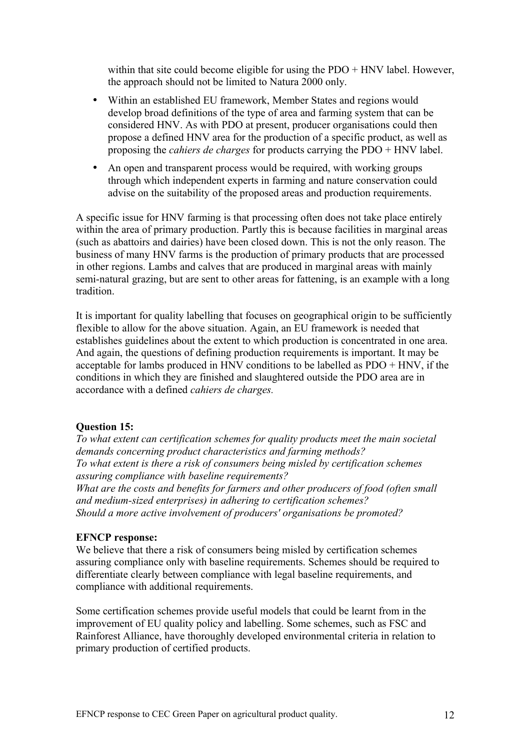within that site could become eligible for using the PDO + HNV label. However, the approach should not be limited to Natura 2000 only.

- Within an established EU framework, Member States and regions would develop broad definitions of the type of area and farming system that can be considered HNV. As with PDO at present, producer organisations could then propose a defined HNV area for the production of a specific product, as well as proposing the *cahiers de charges* for products carrying the PDO + HNV label.
- An open and transparent process would be required, with working groups through which independent experts in farming and nature conservation could advise on the suitability of the proposed areas and production requirements.

A specific issue for HNV farming is that processing often does not take place entirely within the area of primary production. Partly this is because facilities in marginal areas (such as abattoirs and dairies) have been closed down. This is not the only reason. The business of many HNV farms is the production of primary products that are processed in other regions. Lambs and calves that are produced in marginal areas with mainly semi-natural grazing, but are sent to other areas for fattening, is an example with a long tradition.

It is important for quality labelling that focuses on geographical origin to be sufficiently flexible to allow for the above situation. Again, an EU framework is needed that establishes guidelines about the extent to which production is concentrated in one area. And again, the questions of defining production requirements is important. It may be acceptable for lambs produced in HNV conditions to be labelled as PDO + HNV, if the conditions in which they are finished and slaughtered outside the PDO area are in accordance with a defined *cahiers de charges.*

**Question 15:**

*To what extent can certification schemes for quality products meet the main societal demands concerning product characteristics and farming methods?*
*To what extent is there a risk of consumers being misled by certification schemes assuring compliance with baseline requirements?*
*What are the costs and benefits for farmers and other producers of food (often small and medium-sized enterprises) in adhering to certification schemes?*
*Should a more active involvement of producers' organisations be promoted?*

**EFNCP response:**

We believe that there a risk of consumers being misled by certification schemes assuring compliance only with baseline requirements. Schemes should be required to differentiate clearly between compliance with legal baseline requirements, and compliance with additional requirements.

Some certification schemes provide useful models that could be learnt from in the improvement of EU quality policy and labelling. Some schemes, such as FSC and Rainforest Alliance, have thoroughly developed environmental criteria in relation to primary production of certified products.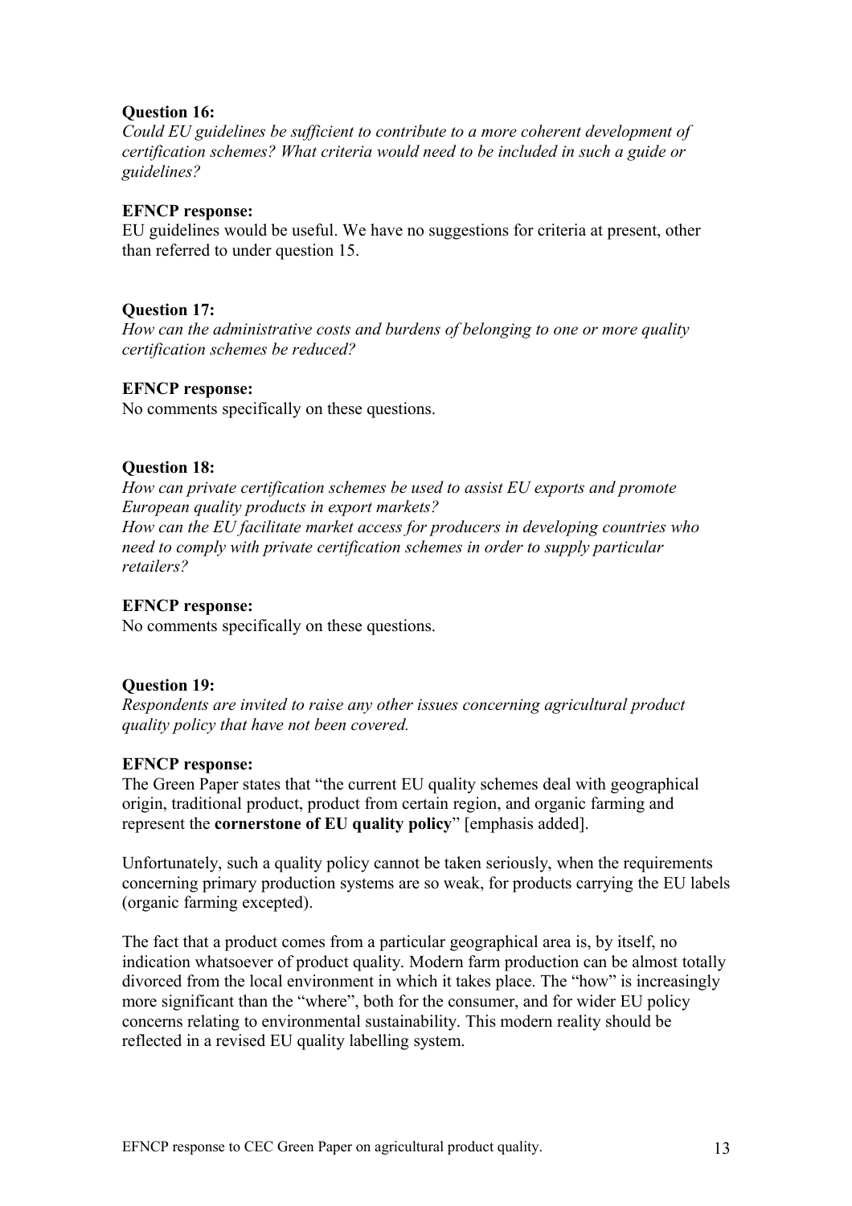**Question 16:**
*Could EU guidelines be sufficient to contribute to a more coherent development of certification schemes? What criteria would need to be included in such a guide or guidelines?*

**EFNCP response:**
EU guidelines would be useful. We have no suggestions for criteria at present, other than referred to under question 15.

**Question 17:**
*How can the administrative costs and burdens of belonging to one or more quality certification schemes be reduced?*

**EFNCP response:**
No comments specifically on these questions.

**Question 18:**
*How can private certification schemes be used to assist EU exports and promote European quality products in export markets?*
*How can the EU facilitate market access for producers in developing countries who need to comply with private certification schemes in order to supply particular retailers?*

**EFNCP response:**
No comments specifically on these questions.

**Question 19:**
*Respondents are invited to raise any other issues concerning agricultural product quality policy that have not been covered.*

**EFNCP response:**
The Green Paper states that "the current EU quality schemes deal with geographical origin, traditional product, product from certain region, and organic farming and represent the **cornerstone of EU quality policy**" [emphasis added].

Unfortunately, such a quality policy cannot be taken seriously, when the requirements concerning primary production systems are so weak, for products carrying the EU labels (organic farming excepted).

The fact that a product comes from a particular geographical area is, by itself, no indication whatsoever of product quality. Modern farm production can be almost totally divorced from the local environment in which it takes place. The "how" is increasingly more significant than the "where", both for the consumer, and for wider EU policy concerns relating to environmental sustainability. This modern reality should be reflected in a revised EU quality labelling system.